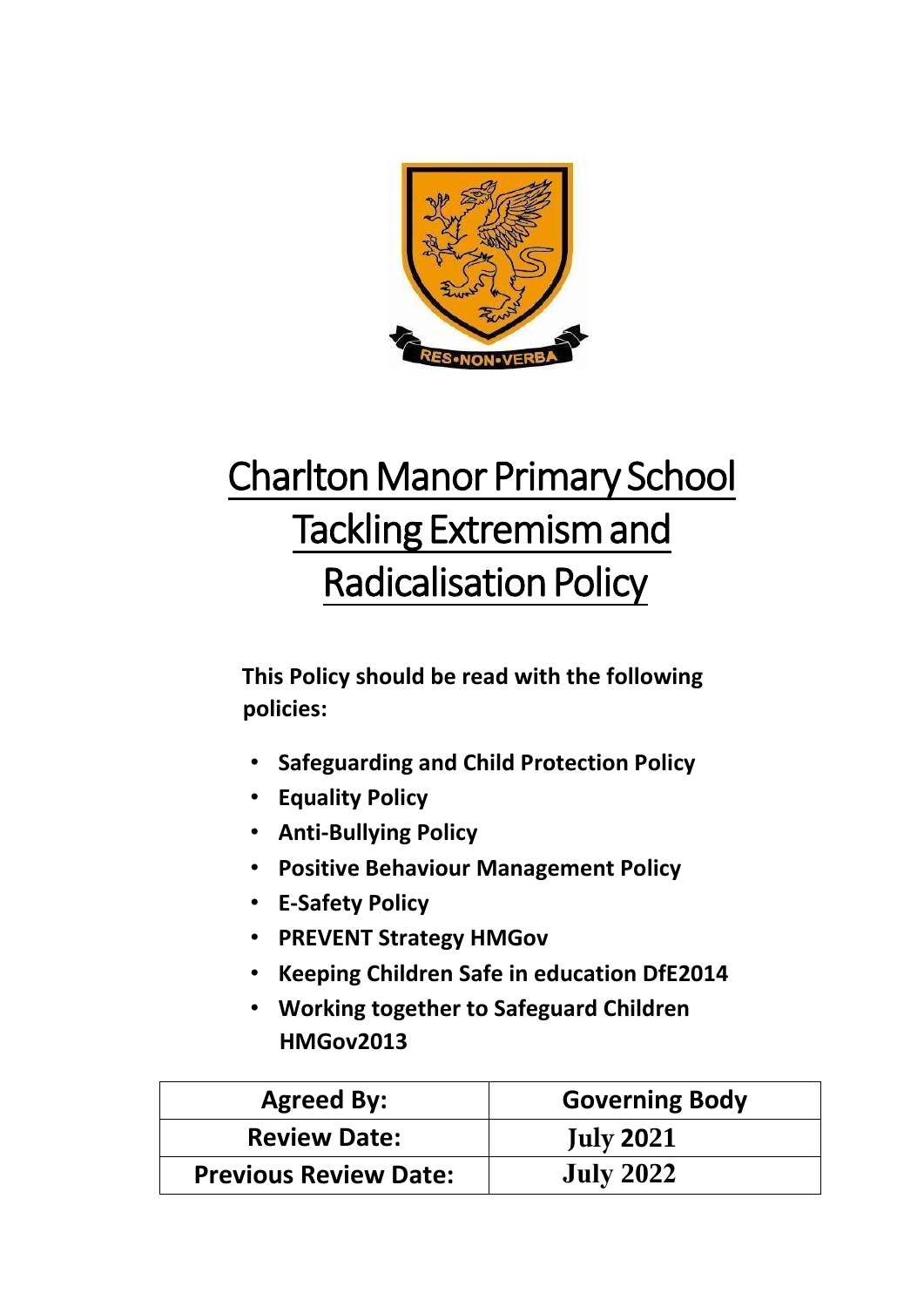# Charlton Manor Primary School Tackling Extremism and Radicalisation Policy

**This Policy should be read with the following policies:**

- **Safeguarding and Child Protection Policy**
- **Equality Policy**
- **Anti-Bullying Policy**
- **Positive Behaviour Management Policy**
- **E-Safety Policy**
- **PREVENT Strategy HMGov**
- **Keeping Children Safe in education DfE2014**
- **Working together to Safeguard Children HMGov2013**

| Agreed By: | Governing Body |
| --- | --- |
| Review Date: | July 2021 |
| Previous Review Date: | July 2022 |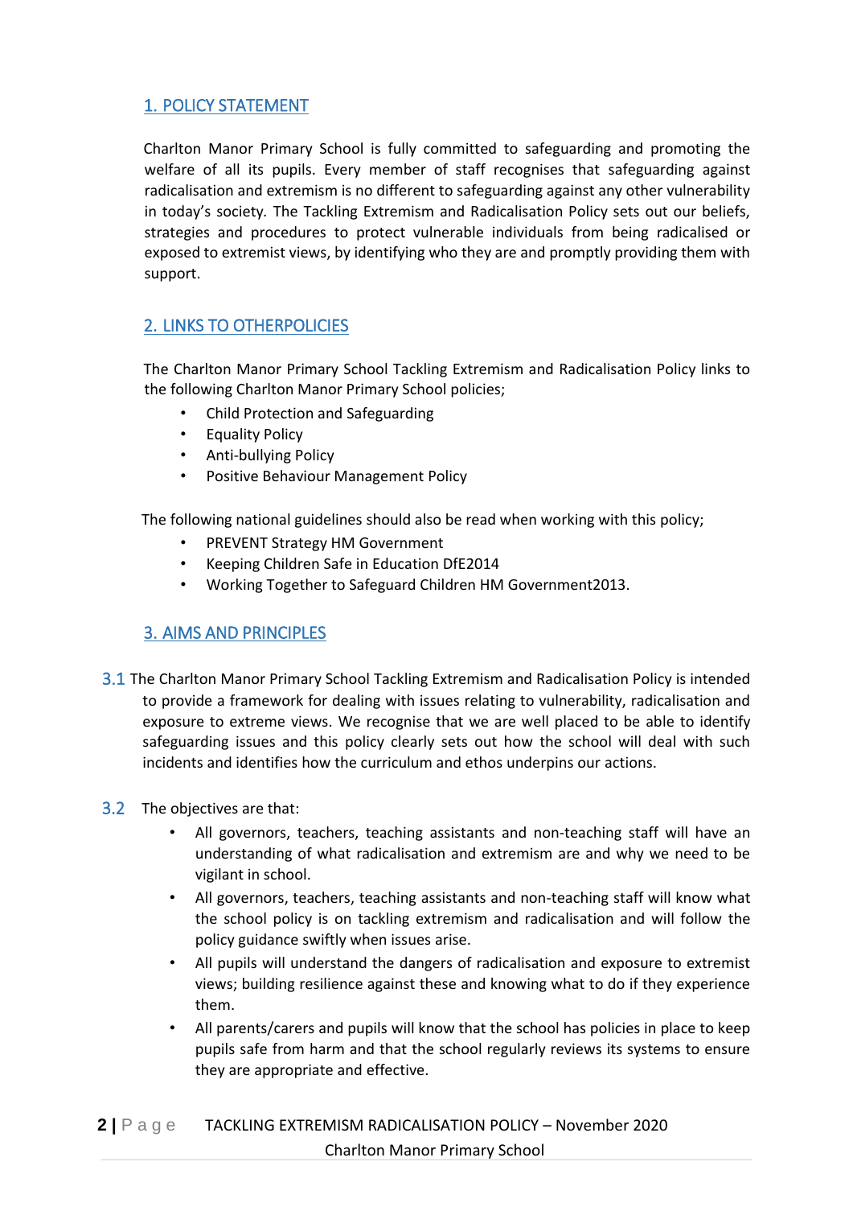## 1. POLICY STATEMENT

Charlton Manor Primary School is fully committed to safeguarding and promoting the welfare of all its pupils. Every member of staff recognises that safeguarding against radicalisation and extremism is no different to safeguarding against any other vulnerability in today's society. The Tackling Extremism and Radicalisation Policy sets out our beliefs, strategies and procedures to protect vulnerable individuals from being radicalised or exposed to extremist views, by identifying who they are and promptly providing them with support.

## 2. LINKS TO OTHERPOLICIES

The Charlton Manor Primary School Tackling Extremism and Radicalisation Policy links to the following Charlton Manor Primary School policies;

- Child Protection and Safeguarding
- Equality Policy
- Anti-bullying Policy
- Positive Behaviour Management Policy

The following national guidelines should also be read when working with this policy;

- PREVENT Strategy HM Government
- Keeping Children Safe in Education DfE2014
- Working Together to Safeguard Children HM Government2013.

## 3. AIMS AND PRINCIPLES

3.1 The Charlton Manor Primary School Tackling Extremism and Radicalisation Policy is intended to provide a framework for dealing with issues relating to vulnerability, radicalisation and exposure to extreme views. We recognise that we are well placed to be able to identify safeguarding issues and this policy clearly sets out how the school will deal with such incidents and identifies how the curriculum and ethos underpins our actions.

3.2 The objectives are that:

- All governors, teachers, teaching assistants and non-teaching staff will have an understanding of what radicalisation and extremism are and why we need to be vigilant in school.
- All governors, teachers, teaching assistants and non-teaching staff will know what the school policy is on tackling extremism and radicalisation and will follow the policy guidance swiftly when issues arise.
- All pupils will understand the dangers of radicalisation and exposure to extremist views; building resilience against these and knowing what to do if they experience them.
- All parents/carers and pupils will know that the school has policies in place to keep pupils safe from harm and that the school regularly reviews its systems to ensure they are appropriate and effective.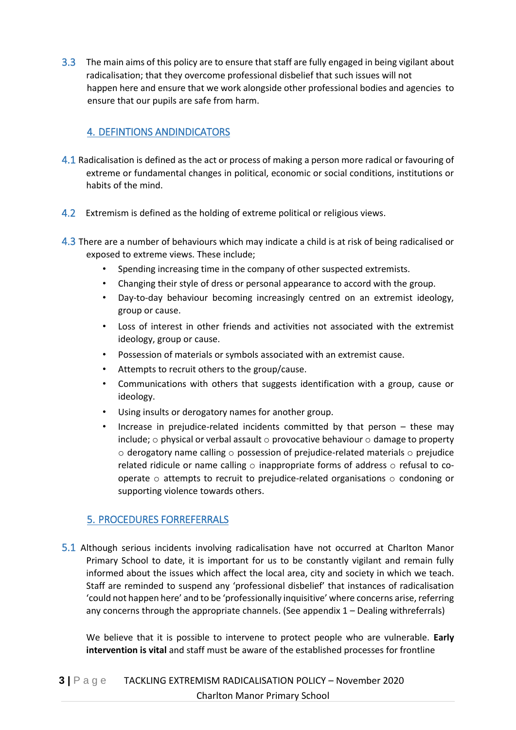3.3 The main aims of this policy are to ensure that staff are fully engaged in being vigilant about radicalisation; that they overcome professional disbelief that such issues will not happen here and ensure that we work alongside other professional bodies and agencies to ensure that our pupils are safe from harm.

## 4. DEFINTIONS ANDINDICATORS

4.1 Radicalisation is defined as the act or process of making a person more radical or favouring of extreme or fundamental changes in political, economic or social conditions, institutions or habits of the mind.

4.2 Extremism is defined as the holding of extreme political or religious views.

4.3 There are a number of behaviours which may indicate a child is at risk of being radicalised or exposed to extreme views. These include;

- Spending increasing time in the company of other suspected extremists.
- Changing their style of dress or personal appearance to accord with the group.
- Day-to-day behaviour becoming increasingly centred on an extremist ideology, group or cause.
- Loss of interest in other friends and activities not associated with the extremist ideology, group or cause.
- Possession of materials or symbols associated with an extremist cause.
- Attempts to recruit others to the group/cause.
- Communications with others that suggests identification with a group, cause or ideology.
- Using insults or derogatory names for another group.
- Increase in prejudice-related incidents committed by that person – these may include; ○ physical or verbal assault ○ provocative behaviour ○ damage to property ○ derogatory name calling ○ possession of prejudice-related materials ○ prejudice related ridicule or name calling ○ inappropriate forms of address ○ refusal to co-operate ○ attempts to recruit to prejudice-related organisations ○ condoning or supporting violence towards others.

## 5. PROCEDURES FORREFERRALS

5.1 Although serious incidents involving radicalisation have not occurred at Charlton Manor Primary School to date, it is important for us to be constantly vigilant and remain fully informed about the issues which affect the local area, city and society in which we teach. Staff are reminded to suspend any 'professional disbelief' that instances of radicalisation 'could not happen here' and to be 'professionally inquisitive' where concerns arise, referring any concerns through the appropriate channels. (See appendix 1 – Dealing withreferrals)

We believe that it is possible to intervene to protect people who are vulnerable. **Early intervention is vital** and staff must be aware of the established processes for frontline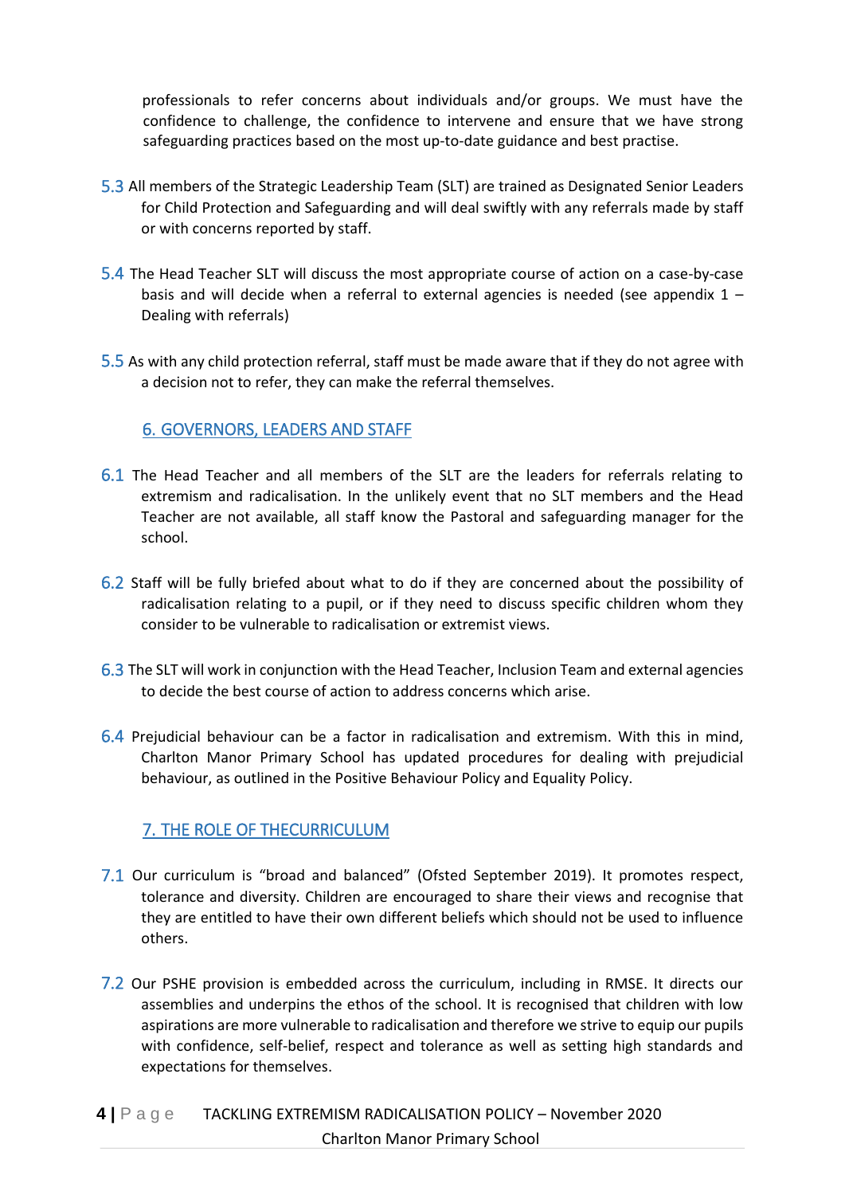professionals to refer concerns about individuals and/or groups. We must have the confidence to challenge, the confidence to intervene and ensure that we have strong safeguarding practices based on the most up-to-date guidance and best practise.

5.3 All members of the Strategic Leadership Team (SLT) are trained as Designated Senior Leaders for Child Protection and Safeguarding and will deal swiftly with any referrals made by staff or with concerns reported by staff.

5.4 The Head Teacher SLT will discuss the most appropriate course of action on a case-by-case basis and will decide when a referral to external agencies is needed (see appendix 1 – Dealing with referrals)

5.5 As with any child protection referral, staff must be made aware that if they do not agree with a decision not to refer, they can make the referral themselves.

## 6. GOVERNORS, LEADERS AND STAFF

6.1 The Head Teacher and all members of the SLT are the leaders for referrals relating to extremism and radicalisation. In the unlikely event that no SLT members and the Head Teacher are not available, all staff know the Pastoral and safeguarding manager for the school.

6.2 Staff will be fully briefed about what to do if they are concerned about the possibility of radicalisation relating to a pupil, or if they need to discuss specific children whom they consider to be vulnerable to radicalisation or extremist views.

6.3 The SLT will work in conjunction with the Head Teacher, Inclusion Team and external agencies to decide the best course of action to address concerns which arise.

6.4 Prejudicial behaviour can be a factor in radicalisation and extremism. With this in mind, Charlton Manor Primary School has updated procedures for dealing with prejudicial behaviour, as outlined in the Positive Behaviour Policy and Equality Policy.

## 7. THE ROLE OF THECURRICULUM

7.1 Our curriculum is "broad and balanced" (Ofsted September 2019). It promotes respect, tolerance and diversity. Children are encouraged to share their views and recognise that they are entitled to have their own different beliefs which should not be used to influence others.

7.2 Our PSHE provision is embedded across the curriculum, including in RMSE. It directs our assemblies and underpins the ethos of the school. It is recognised that children with low aspirations are more vulnerable to radicalisation and therefore we strive to equip our pupils with confidence, self-belief, respect and tolerance as well as setting high standards and expectations for themselves.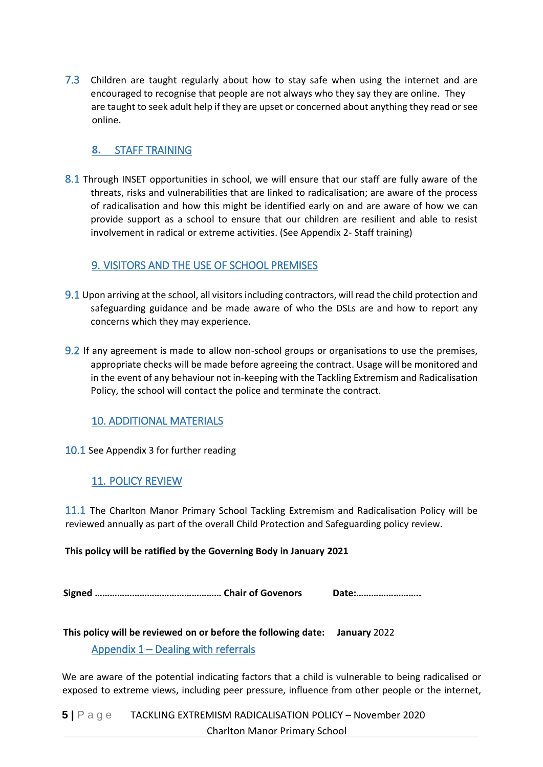7.3 Children are taught regularly about how to stay safe when using the internet and are encouraged to recognise that people are not always who they say they are online. They are taught to seek adult help if they are upset or concerned about anything they read or see online.

## 8. STAFF TRAINING

8.1 Through INSET opportunities in school, we will ensure that our staff are fully aware of the threats, risks and vulnerabilities that are linked to radicalisation; are aware of the process of radicalisation and how this might be identified early on and are aware of how we can provide support as a school to ensure that our children are resilient and able to resist involvement in radical or extreme activities. (See Appendix 2- Staff training)

## 9. VISITORS AND THE USE OF SCHOOL PREMISES

9.1 Upon arriving at the school, all visitors including contractors, will read the child protection and safeguarding guidance and be made aware of who the DSLs are and how to report any concerns which they may experience.

9.2 If any agreement is made to allow non-school groups or organisations to use the premises, appropriate checks will be made before agreeing the contract. Usage will be monitored and in the event of any behaviour not in-keeping with the Tackling Extremism and Radicalisation Policy, the school will contact the police and terminate the contract.

## 10. ADDITIONAL MATERIALS

10.1 See Appendix 3 for further reading

## 11. POLICY REVIEW

11.1 The Charlton Manor Primary School Tackling Extremism and Radicalisation Policy will be reviewed annually as part of the overall Child Protection and Safeguarding policy review.

**This policy will be ratified by the Governing Body in January 2021**

**Signed …………………………………………… Chair of Govenors      Date:……………………..**

**This policy will be reviewed on or before the following date:   January** 2022

## Appendix 1 – Dealing with referrals

We are aware of the potential indicating factors that a child is vulnerable to being radicalised or exposed to extreme views, including peer pressure, influence from other people or the internet,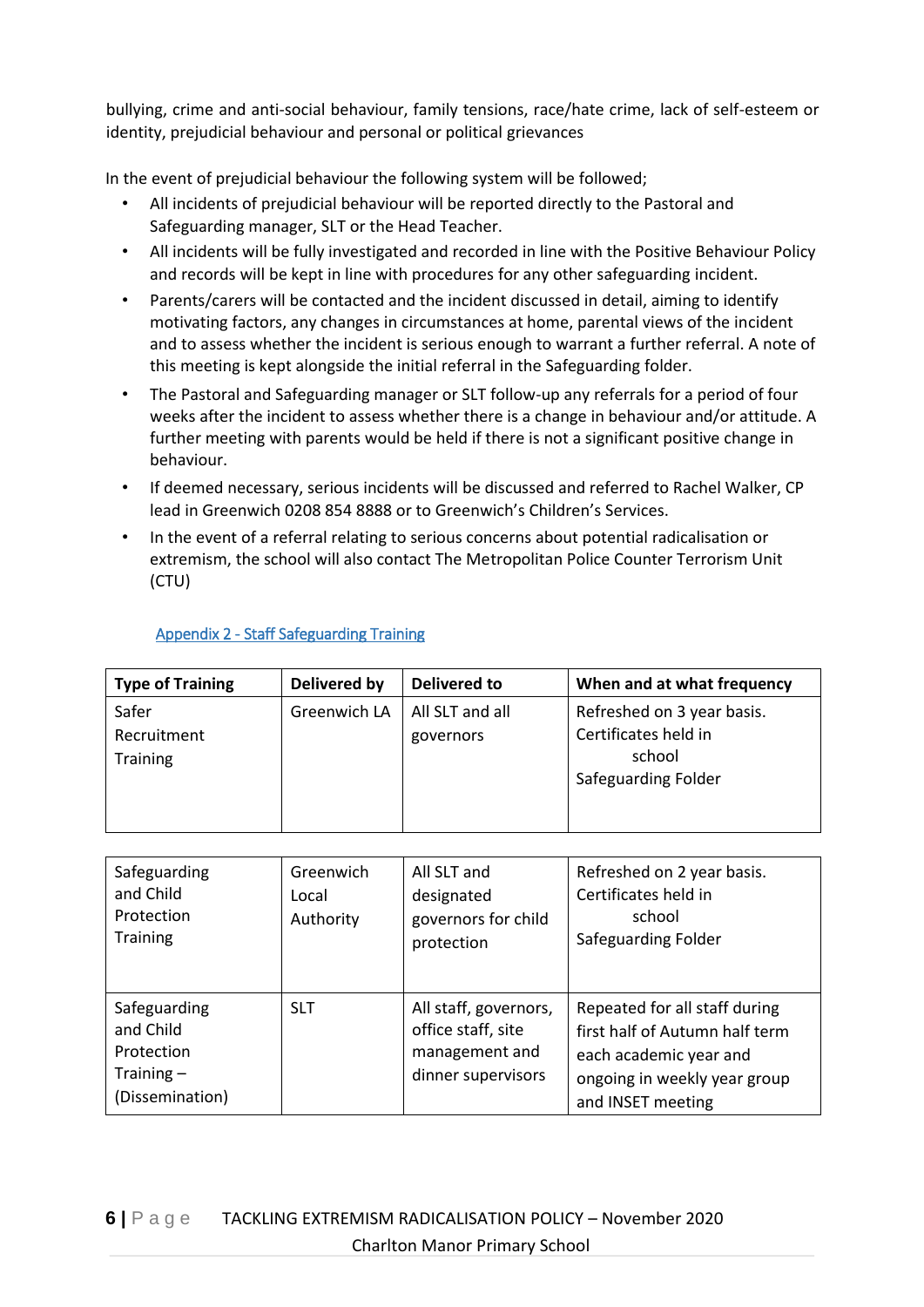bullying, crime and anti-social behaviour, family tensions, race/hate crime, lack of self-esteem or identity, prejudicial behaviour and personal or political grievances

In the event of prejudicial behaviour the following system will be followed;

- All incidents of prejudicial behaviour will be reported directly to the Pastoral and Safeguarding manager, SLT or the Head Teacher.
- All incidents will be fully investigated and recorded in line with the Positive Behaviour Policy and records will be kept in line with procedures for any other safeguarding incident.
- Parents/carers will be contacted and the incident discussed in detail, aiming to identify motivating factors, any changes in circumstances at home, parental views of the incident and to assess whether the incident is serious enough to warrant a further referral. A note of this meeting is kept alongside the initial referral in the Safeguarding folder.
- The Pastoral and Safeguarding manager or SLT follow-up any referrals for a period of four weeks after the incident to assess whether there is a change in behaviour and/or attitude. A further meeting with parents would be held if there is not a significant positive change in behaviour.
- If deemed necessary, serious incidents will be discussed and referred to Rachel Walker, CP lead in Greenwich 0208 854 8888 or to Greenwich's Children's Services.
- In the event of a referral relating to serious concerns about potential radicalisation or extremism, the school will also contact The Metropolitan Police Counter Terrorism Unit (CTU)

## Appendix 2 - Staff Safeguarding Training

| Type of Training | Delivered by | Delivered to | When and at what frequency |
|---|---|---|---|
| Safer Recruitment Training | Greenwich LA | All SLT and all governors | Refreshed on 3 year basis. Certificates held in school Safeguarding Folder |
| Safeguarding and Child Protection Training | Greenwich Local Authority | All SLT and designated governors for child protection | Refreshed on 2 year basis. Certificates held in school Safeguarding Folder |
| Safeguarding and Child Protection Training – (Dissemination) | SLT | All staff, governors, office staff, site management and dinner supervisors | Repeated for all staff during first half of Autumn half term each academic year and ongoing in weekly year group and INSET meeting |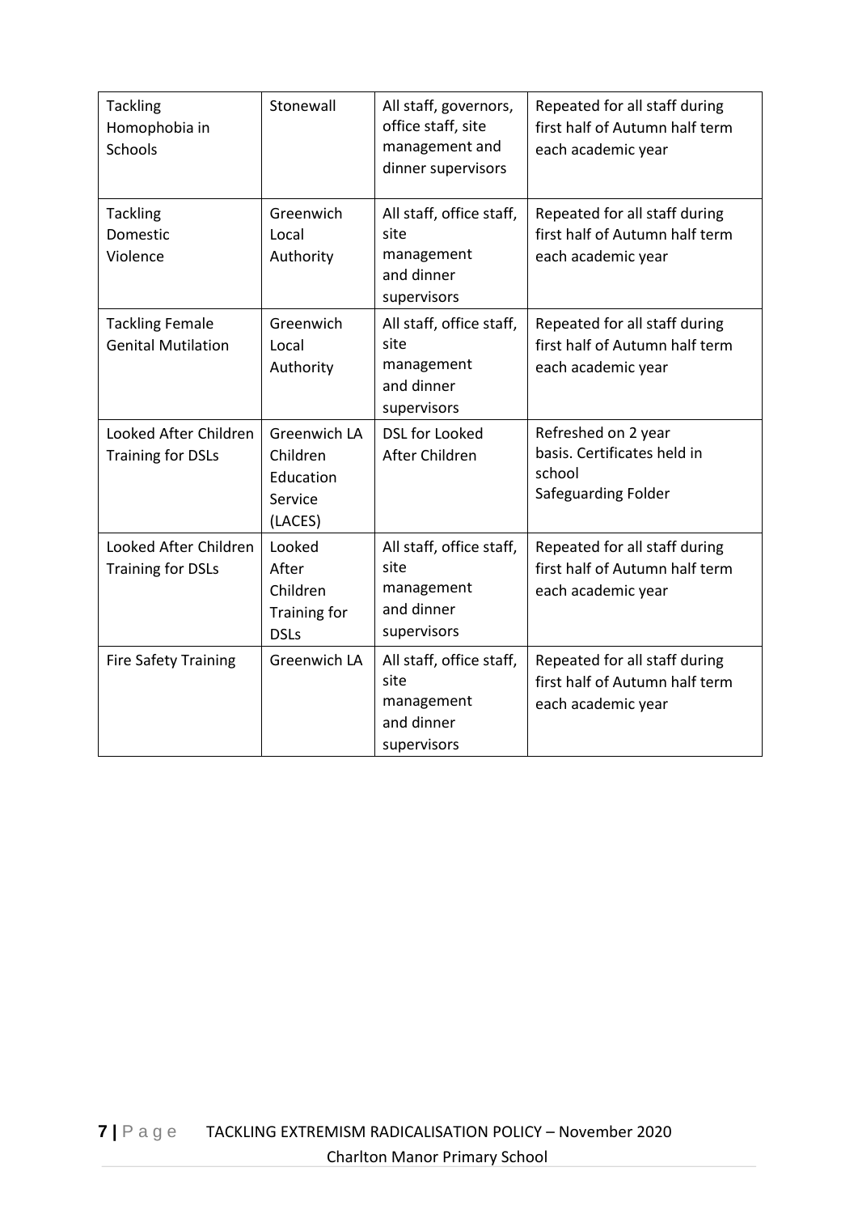| Tackling Homophobia in Schools | Stonewall | All staff, governors, office staff, site management and dinner supervisors | Repeated for all staff during first half of Autumn half term each academic year |
|---|---|---|---|
| Tackling Domestic Violence | Greenwich Local Authority | All staff, office staff, site management and dinner supervisors | Repeated for all staff during first half of Autumn half term each academic year |
| Tackling Female Genital Mutilation | Greenwich Local Authority | All staff, office staff, site management and dinner supervisors | Repeated for all staff during first half of Autumn half term each academic year |
| Looked After Children Training for DSLs | Greenwich LA Children Education Service (LACES) | DSL for Looked After Children | Refreshed on 2 year basis. Certificates held in school Safeguarding Folder |
| Looked After Children Training for DSLs | Looked After Children Training for DSLs | All staff, office staff, site management and dinner supervisors | Repeated for all staff during first half of Autumn half term each academic year |
| Fire Safety Training | Greenwich LA | All staff, office staff, site management and dinner supervisors | Repeated for all staff during first half of Autumn half term each academic year |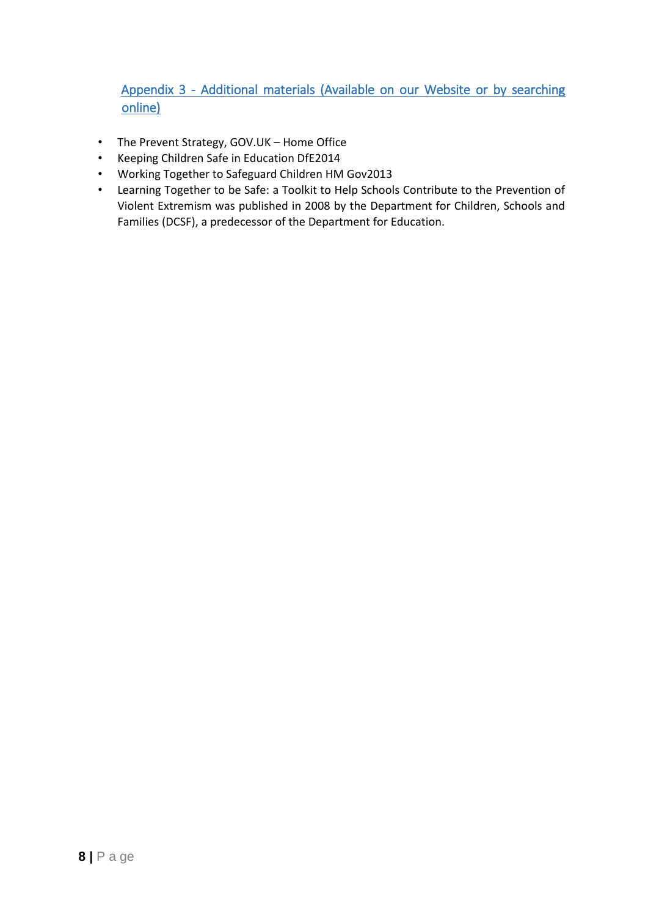## Appendix 3 - Additional materials (Available on our Website or by searching online)

- The Prevent Strategy, GOV.UK – Home Office
- Keeping Children Safe in Education DfE2014
- Working Together to Safeguard Children HM Gov2013
- Learning Together to be Safe: a Toolkit to Help Schools Contribute to the Prevention of Violent Extremism was published in 2008 by the Department for Children, Schools and Families (DCSF), a predecessor of the Department for Education.